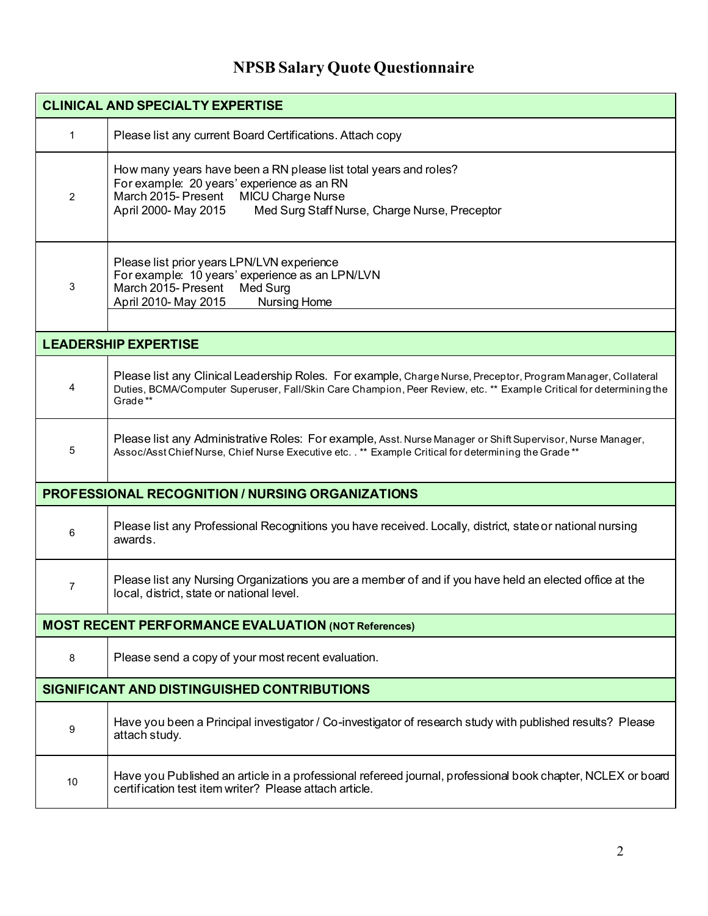# NPSB Salary Quote Questionnaire

| CLINICAL AND SPECIALTY EXPERTISE | |
|---|---|
| 1 | Please list any current Board Certifications. Attach copy |
| 2 | How many years have been a RN please list total years and roles?<br>For example: 20 years' experience as an RN<br>March 2015- Present MICU Charge Nurse<br>April 2000- May 2015 Med Surg Staff Nurse, Charge Nurse, Preceptor |
| 3 | Please list prior years LPN/LVN experience<br>For example: 10 years' experience as an LPN/LVN<br>March 2015- Present Med Surg<br>April 2010- May 2015 Nursing Home |
| **LEADERSHIP EXPERTISE** | |
| 4 | Please list any Clinical Leadership Roles. For example, Charge Nurse, Preceptor, Program Manager, Collateral Duties, BCMA/Computer Superuser, Fall/Skin Care Champion, Peer Review, etc. ** Example Critical for determining the Grade ** |
| 5 | Please list any Administrative Roles: For example, Asst. Nurse Manager or Shift Supervisor, Nurse Manager, Assoc/Asst Chief Nurse, Chief Nurse Executive etc. . ** Example Critical for determining the Grade ** |
| **PROFESSIONAL RECOGNITION / NURSING ORGANIZATIONS** | |
| 6 | Please list any Professional Recognitions you have received. Locally, district, state or national nursing awards. |
| 7 | Please list any Nursing Organizations you are a member of and if you have held an elected office at the local, district, state or national level. |
| **MOST RECENT PERFORMANCE EVALUATION (NOT References)** | |
| 8 | Please send a copy of your most recent evaluation. |
| **SIGNIFICANT AND DISTINGUISHED CONTRIBUTIONS** | |
| 9 | Have you been a Principal investigator / Co-investigator of research study with published results? Please attach study. |
| 10 | Have you Published an article in a professional refereed journal, professional book chapter, NCLEX or board certification test item writer? Please attach article. |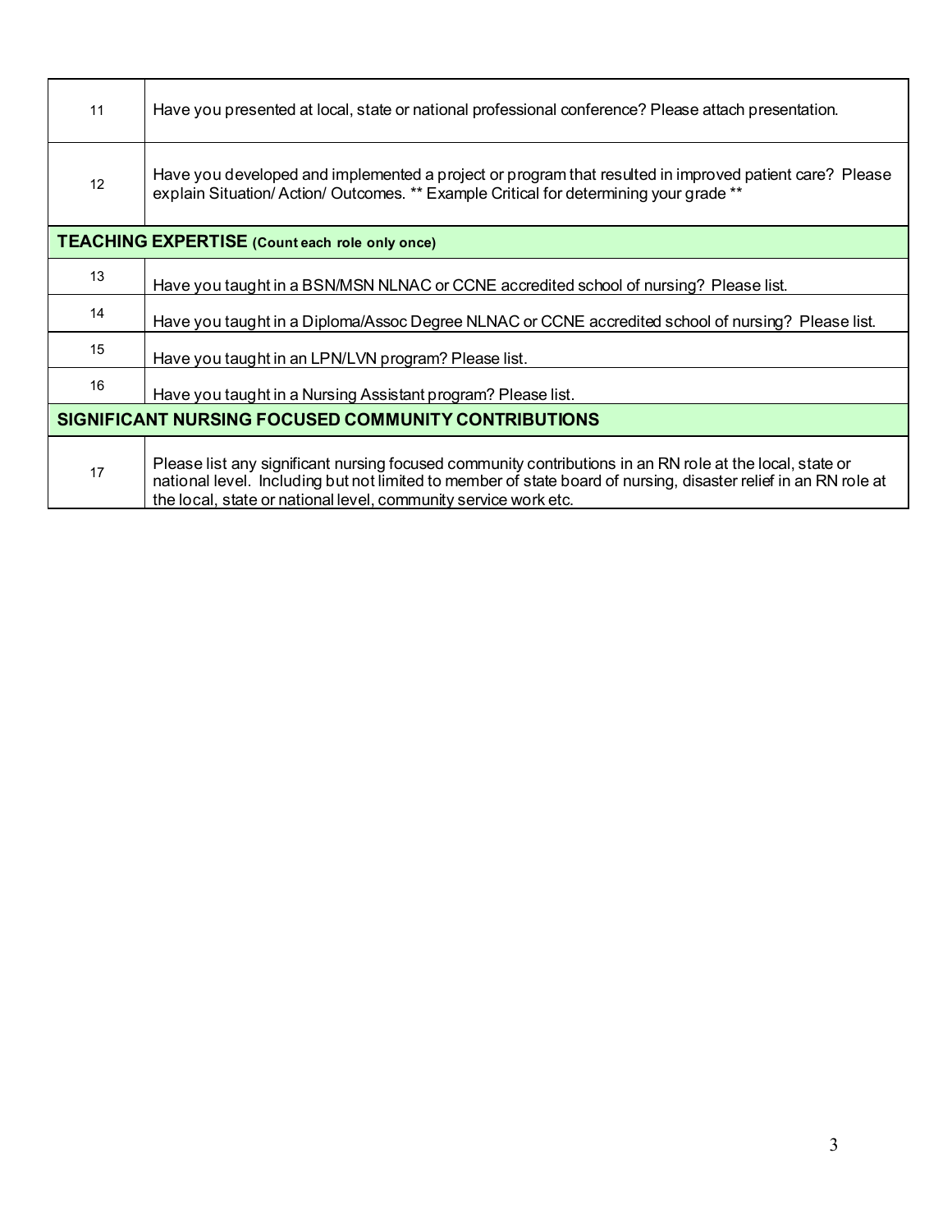| | |
|---|---|
| 11 | Have you presented at local, state or national professional conference? Please attach presentation. |
| 12 | Have you developed and implemented a project or program that resulted in improved patient care? Please explain Situation/ Action/ Outcomes. ** Example Critical for determining your grade ** |
| **TEACHING EXPERTISE (Count each role only once)** | |
| 13 | Have you taught in a BSN/MSN NLNAC or CCNE accredited school of nursing? Please list. |
| 14 | Have you taught in a Diploma/Assoc Degree NLNAC or CCNE accredited school of nursing? Please list. |
| 15 | Have you taught in an LPN/LVN program? Please list. |
| 16 | Have you taught in a Nursing Assistant program? Please list. |
| **SIGNIFICANT NURSING FOCUSED COMMUNITY CONTRIBUTIONS** | |
| 17 | Please list any significant nursing focused community contributions in an RN role at the local, state or national level. Including but not limited to member of state board of nursing, disaster relief in an RN role at the local, state or national level, community service work etc. |